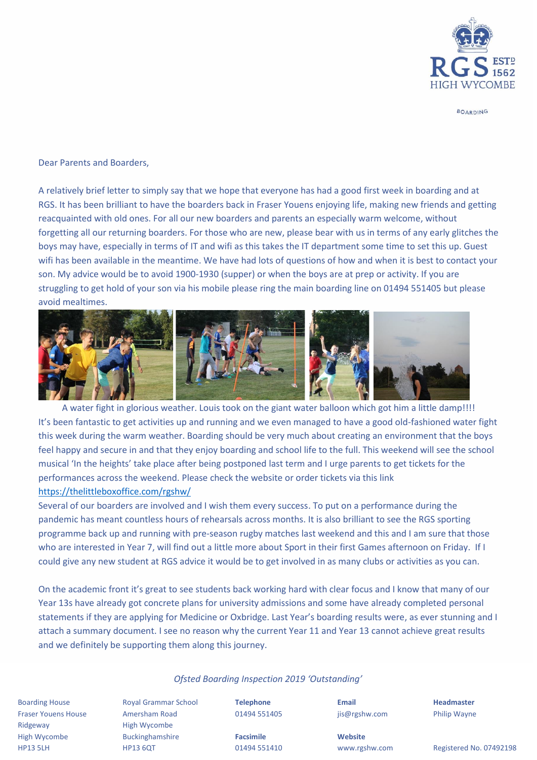RGS ESTD 1562 HIGH WYCOMBE

BOARDING

Dear Parents and Boarders,

A relatively brief letter to simply say that we hope that everyone has had a good first week in boarding and at RGS. It has been brilliant to have the boarders back in Fraser Youens enjoying life, making new friends and getting reacquainted with old ones. For all our new boarders and parents an especially warm welcome, without forgetting all our returning boarders. For those who are new, please bear with us in terms of any early glitches the boys may have, especially in terms of IT and wifi as this takes the IT department some time to set this up. Guest wifi has been available in the meantime. We have had lots of questions of how and when it is best to contact your son. My advice would be to avoid 1900-1930 (supper) or when the boys are at prep or activity. If you are struggling to get hold of your son via his mobile please ring the main boarding line on 01494 551405 but please avoid mealtimes.

A water fight in glorious weather. Louis took on the giant water balloon which got him a little damp!!!!

It's been fantastic to get activities up and running and we even managed to have a good old-fashioned water fight this week during the warm weather. Boarding should be very much about creating an environment that the boys feel happy and secure in and that they enjoy boarding and school life to the full. This weekend will see the school musical 'In the heights' take place after being postponed last term and I urge parents to get tickets for the performances across the weekend. Please check the website or order tickets via this link https://thelittleboxoffice.com/rgshw/

Several of our boarders are involved and I wish them every success. To put on a performance during the pandemic has meant countless hours of rehearsals across months. It is also brilliant to see the RGS sporting programme back up and running with pre-season rugby matches last weekend and this and I am sure that those who are interested in Year 7, will find out a little more about Sport in their first Games afternoon on Friday. If I could give any new student at RGS advice it would be to get involved in as many clubs or activities as you can.

On the academic front it's great to see students back working hard with clear focus and I know that many of our Year 13s have already got concrete plans for university admissions and some have already completed personal statements if they are applying for Medicine or Oxbridge. Last Year's boarding results were, as ever stunning and I attach a summary document. I see no reason why the current Year 11 and Year 13 cannot achieve great results and we definitely be supporting them along this journey.

*Ofsted Boarding Inspection 2019 'Outstanding'*

Boarding House
Fraser Youens House
Ridgeway
High Wycombe
HP13 5LH

Royal Grammar School
Amersham Road
High Wycombe
Buckinghamshire
HP13 6QT

**Telephone**
01494 551405

**Facsimile**
01494 551410

**Email**
jis@rgshw.com

**Website**
www.rgshw.com

**Headmaster**
Philip Wayne

Registered No. 07492198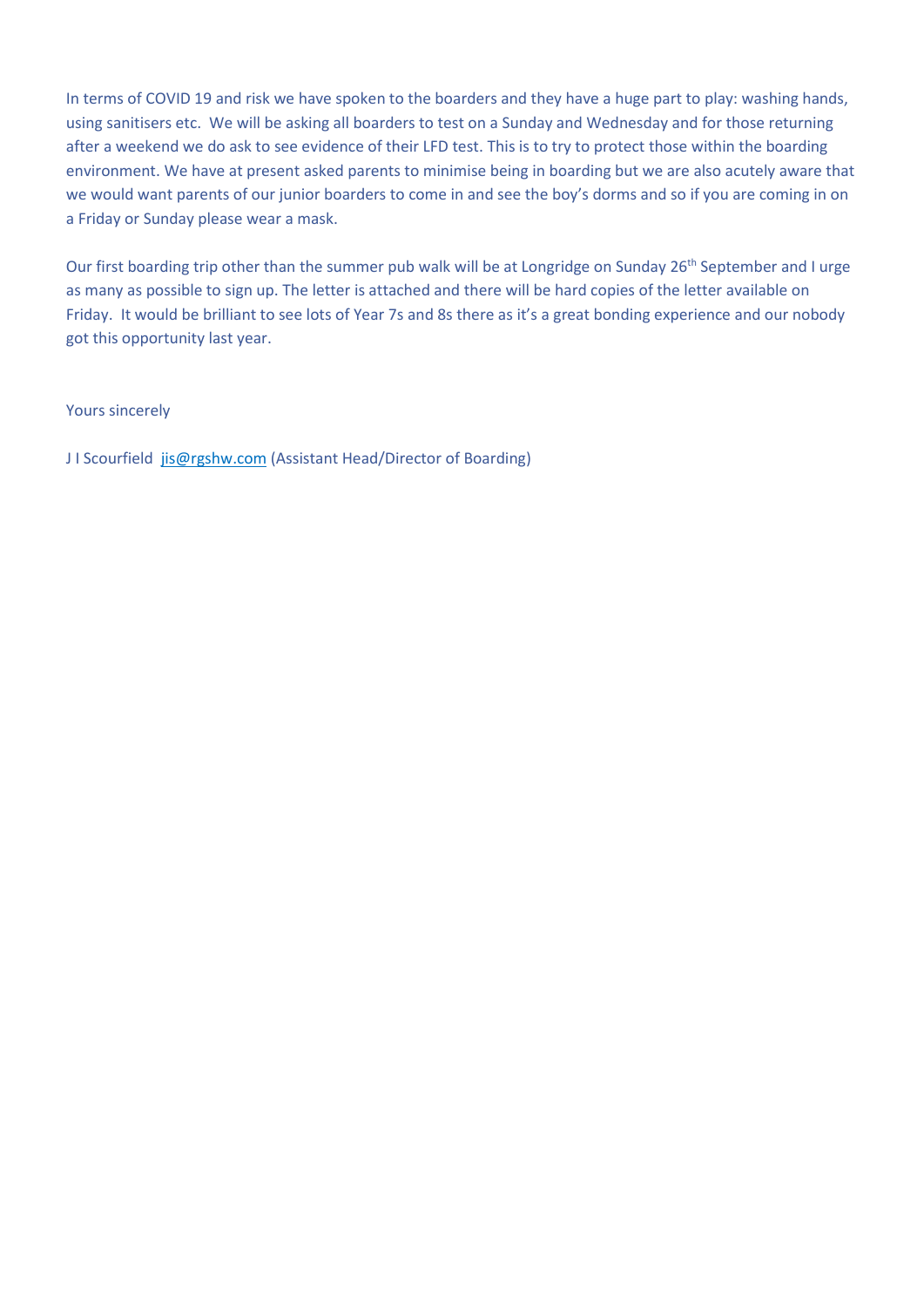In terms of COVID 19 and risk we have spoken to the boarders and they have a huge part to play: washing hands, using sanitisers etc.  We will be asking all boarders to test on a Sunday and Wednesday and for those returning after a weekend we do ask to see evidence of their LFD test. This is to try to protect those within the boarding environment. We have at present asked parents to minimise being in boarding but we are also acutely aware that we would want parents of our junior boarders to come in and see the boy's dorms and so if you are coming in on a Friday or Sunday please wear a mask.

Our first boarding trip other than the summer pub walk will be at Longridge on Sunday 26th September and I urge as many as possible to sign up. The letter is attached and there will be hard copies of the letter available on Friday.  It would be brilliant to see lots of Year 7s and 8s there as it's a great bonding experience and our nobody got this opportunity last year.

Yours sincerely

J I Scourfield  jis@rgshw.com (Assistant Head/Director of Boarding)